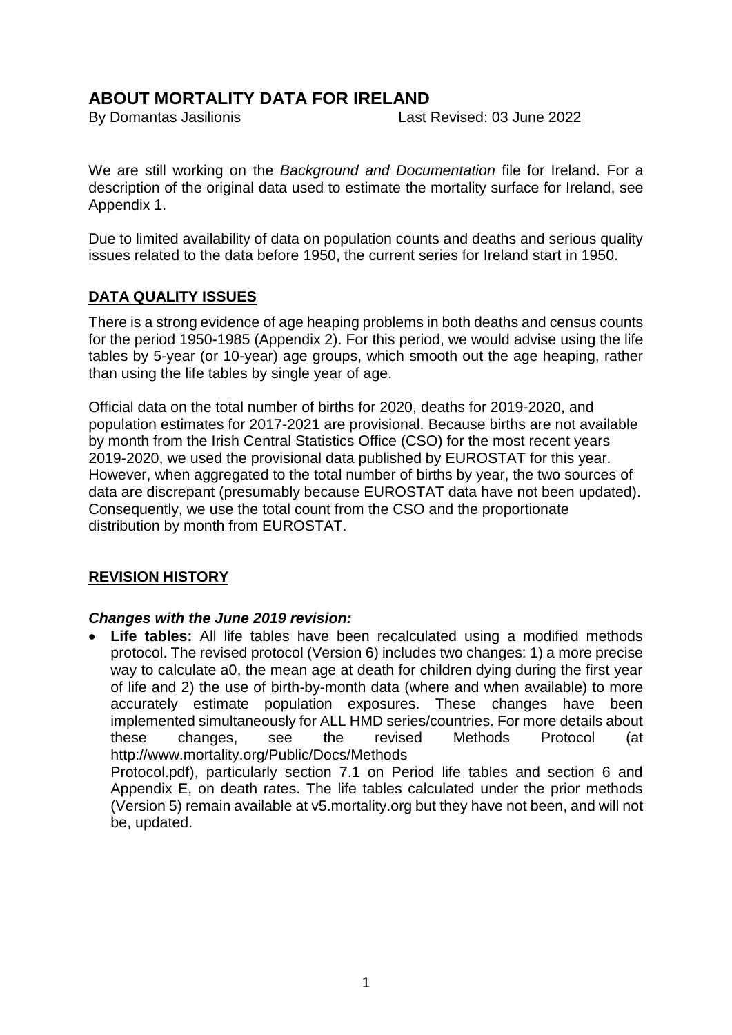# ABOUT MORTALITY DATA FOR IRELAND

By Domantas Jasilionis Last Revised: 03 June 2022

We are still working on the *Background and Documentation* file for Ireland. For a description of the original data used to estimate the mortality surface for Ireland, see Appendix 1.

Due to limited availability of data on population counts and deaths and serious quality issues related to the data before 1950, the current series for Ireland start in 1950.

## DATA QUALITY ISSUES

There is a strong evidence of age heaping problems in both deaths and census counts for the period 1950-1985 (Appendix 2). For this period, we would advise using the life tables by 5-year (or 10-year) age groups, which smooth out the age heaping, rather than using the life tables by single year of age.

Official data on the total number of births for 2020, deaths for 2019-2020, and population estimates for 2017-2021 are provisional. Because births are not available by month from the Irish Central Statistics Office (CSO) for the most recent years 2019-2020, we used the provisional data published by EUROSTAT for this year. However, when aggregated to the total number of births by year, the two sources of data are discrepant (presumably because EUROSTAT data have not been updated). Consequently, we use the total count from the CSO and the proportionate distribution by month from EUROSTAT.

## REVISION HISTORY

### *Changes with the June 2019 revision:*

- **Life tables:** All life tables have been recalculated using a modified methods protocol. The revised protocol (Version 6) includes two changes: 1) a more precise way to calculate a0, the mean age at death for children dying during the first year of life and 2) the use of birth-by-month data (where and when available) to more accurately estimate population exposures. These changes have been implemented simultaneously for ALL HMD series/countries. For more details about these changes, see the revised Methods Protocol (at http://www.mortality.org/Public/Docs/Methods Protocol.pdf), particularly section 7.1 on Period life tables and section 6 and Appendix E, on death rates. The life tables calculated under the prior methods (Version 5) remain available at v5.mortality.org but they have not been, and will not be, updated.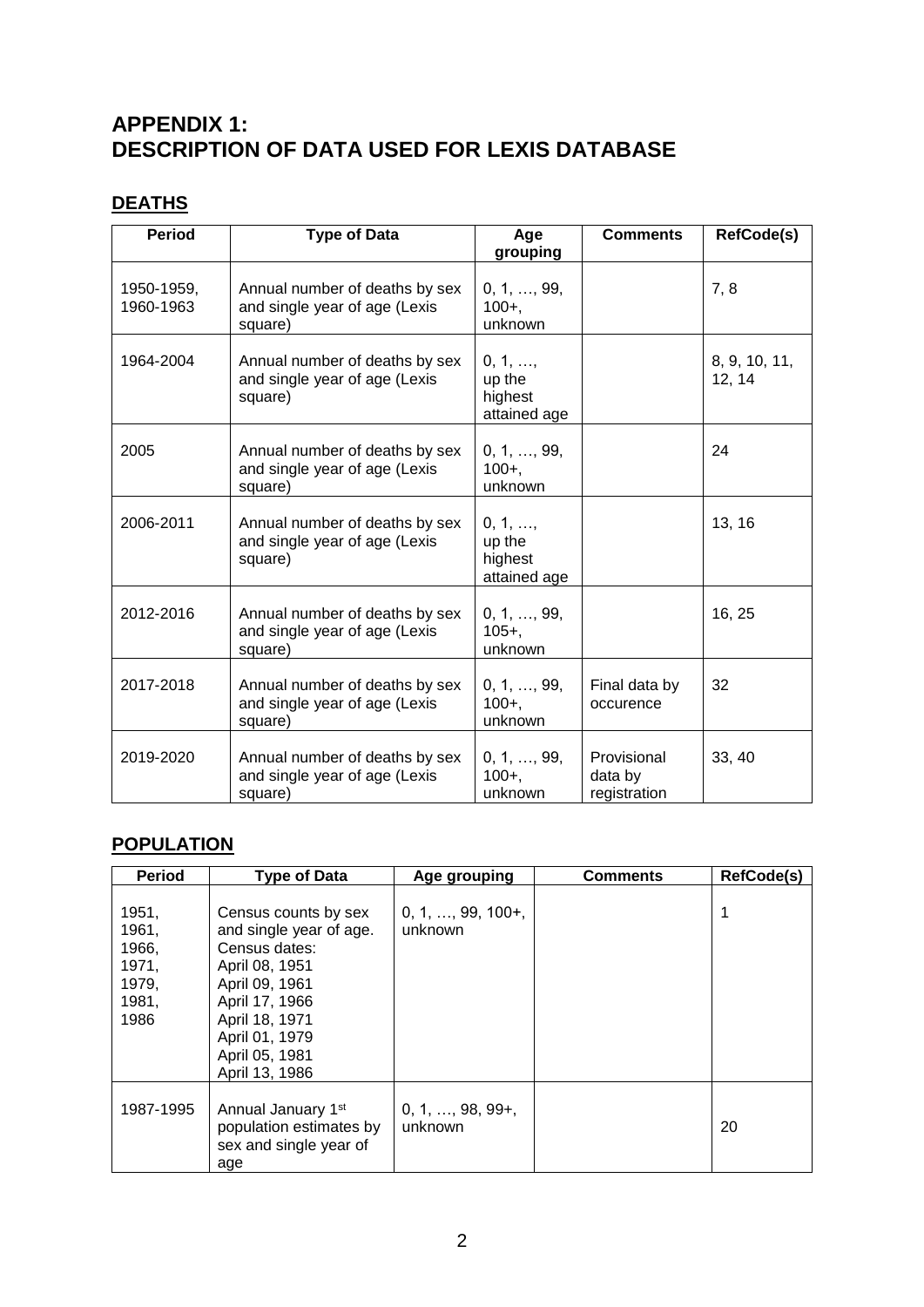# APPENDIX 1: DESCRIPTION OF DATA USED FOR LEXIS DATABASE

## DEATHS

| Period | Type of Data | Age grouping | Comments | RefCode(s) |
|---|---|---|---|---|
| 1950-1959, 1960-1963 | Annual number of deaths by sex and single year of age (Lexis square) | 0, 1, …, 99, 100+, unknown | | 7, 8 |
| 1964-2004 | Annual number of deaths by sex and single year of age (Lexis square) | 0, 1, …, up the highest attained age | | 8, 9, 10, 11, 12, 14 |
| 2005 | Annual number of deaths by sex and single year of age (Lexis square) | 0, 1, …, 99, 100+, unknown | | 24 |
| 2006-2011 | Annual number of deaths by sex and single year of age (Lexis square) | 0, 1, …, up the highest attained age | | 13, 16 |
| 2012-2016 | Annual number of deaths by sex and single year of age (Lexis square) | 0, 1, …, 99, 105+, unknown | | 16, 25 |
| 2017-2018 | Annual number of deaths by sex and single year of age (Lexis square) | 0, 1, …, 99, 100+, unknown | Final data by occurence | 32 |
| 2019-2020 | Annual number of deaths by sex and single year of age (Lexis square) | 0, 1, …, 99, 100+, unknown | Provisional data by registration | 33, 40 |

## POPULATION

| Period | Type of Data | Age grouping | Comments | RefCode(s) |
|---|---|---|---|---|
| 1951, 1961, 1966, 1971, 1979, 1981, 1986 | Census counts by sex and single year of age. Census dates: April 08, 1951 April 09, 1961 April 17, 1966 April 18, 1971 April 01, 1979 April 05, 1981 April 13, 1986 | 0, 1, …, 99, 100+, unknown | | 1 |
| 1987-1995 | Annual January 1st population estimates by sex and single year of age | 0, 1, …, 98, 99+, unknown | | 20 |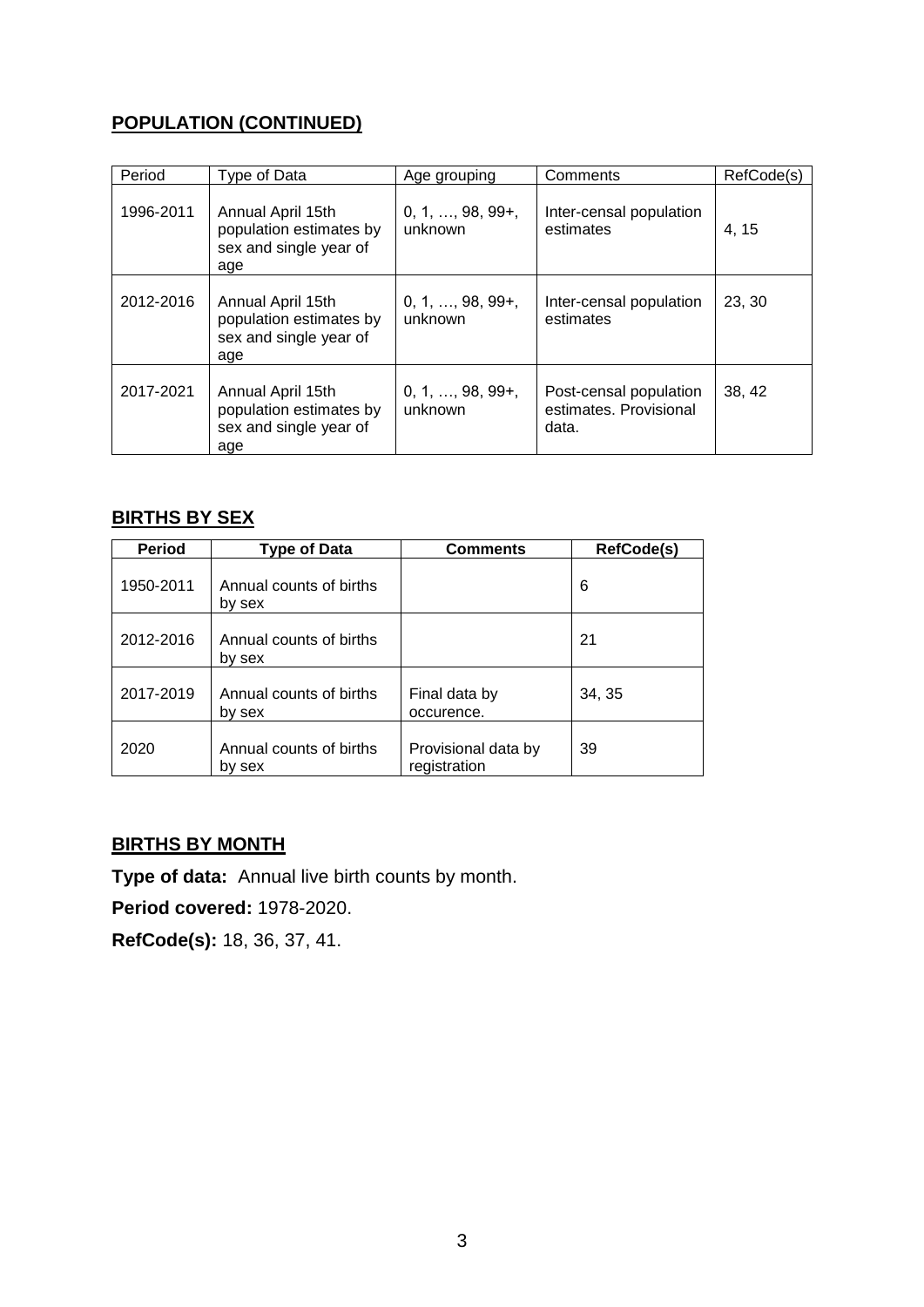## POPULATION (CONTINUED)

| Period | Type of Data | Age grouping | Comments | RefCode(s) |
|---|---|---|---|---|
| 1996-2011 | Annual April 15th population estimates by sex and single year of age | 0, 1, …, 98, 99+, unknown | Inter-censal population estimates | 4, 15 |
| 2012-2016 | Annual April 15th population estimates by sex and single year of age | 0, 1, …, 98, 99+, unknown | Inter-censal population estimates | 23, 30 |
| 2017-2021 | Annual April 15th population estimates by sex and single year of age | 0, 1, …, 98, 99+, unknown | Post-censal population estimates. Provisional data. | 38, 42 |

## BIRTHS BY SEX

| Period | Type of Data | Comments | RefCode(s) |
|---|---|---|---|
| 1950-2011 | Annual counts of births by sex | | 6 |
| 2012-2016 | Annual counts of births by sex | | 21 |
| 2017-2019 | Annual counts of births by sex | Final data by occurence. | 34, 35 |
| 2020 | Annual counts of births by sex | Provisional data by registration | 39 |

## BIRTHS BY MONTH

**Type of data:** Annual live birth counts by month.

**Period covered:** 1978-2020.

**RefCode(s):** 18, 36, 37, 41.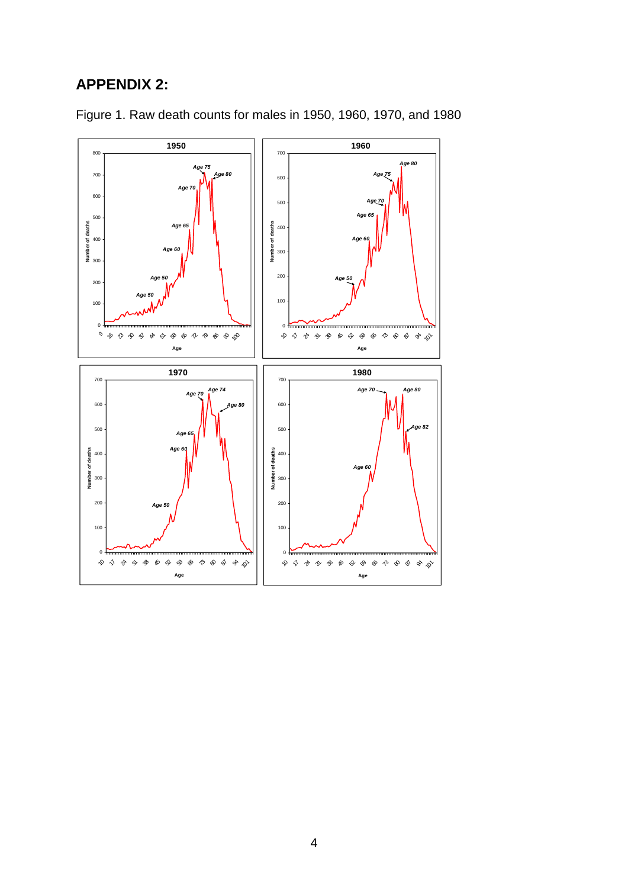## APPENDIX 2:

Figure 1. Raw death counts for males in 1950, 1960, 1970, and 1980

1950

Number of deaths

0
100
200
300
400
500
600
700
800

Age 75
Age 80
Age 70
Age 65
Age 60
Age 50
Age 50

9 16 23 30 37 44 51 58 65 72 79 86 93 100

Age

1960

Number of deaths

0
100
200
300
400
500
600
700

Age 80
Age 75
Age 70
Age 65
Age 60
Age 50

10 17 24 31 38 45 52 59 66 73 80 87 94 101

Age

1970

Number of deaths

0
100
200
300
400
500
600
700

Age 74
Age 70
Age 80
Age 65
Age 60
Age 50

10 17 24 31 38 45 52 59 66 73 80 87 94 101

Age

1980

Number of deaths

0
100
200
300
400
500
600
700

Age 70
Age 80
Age 82
Age 60

10 17 24 31 38 45 52 59 66 73 80 87 94 101

Age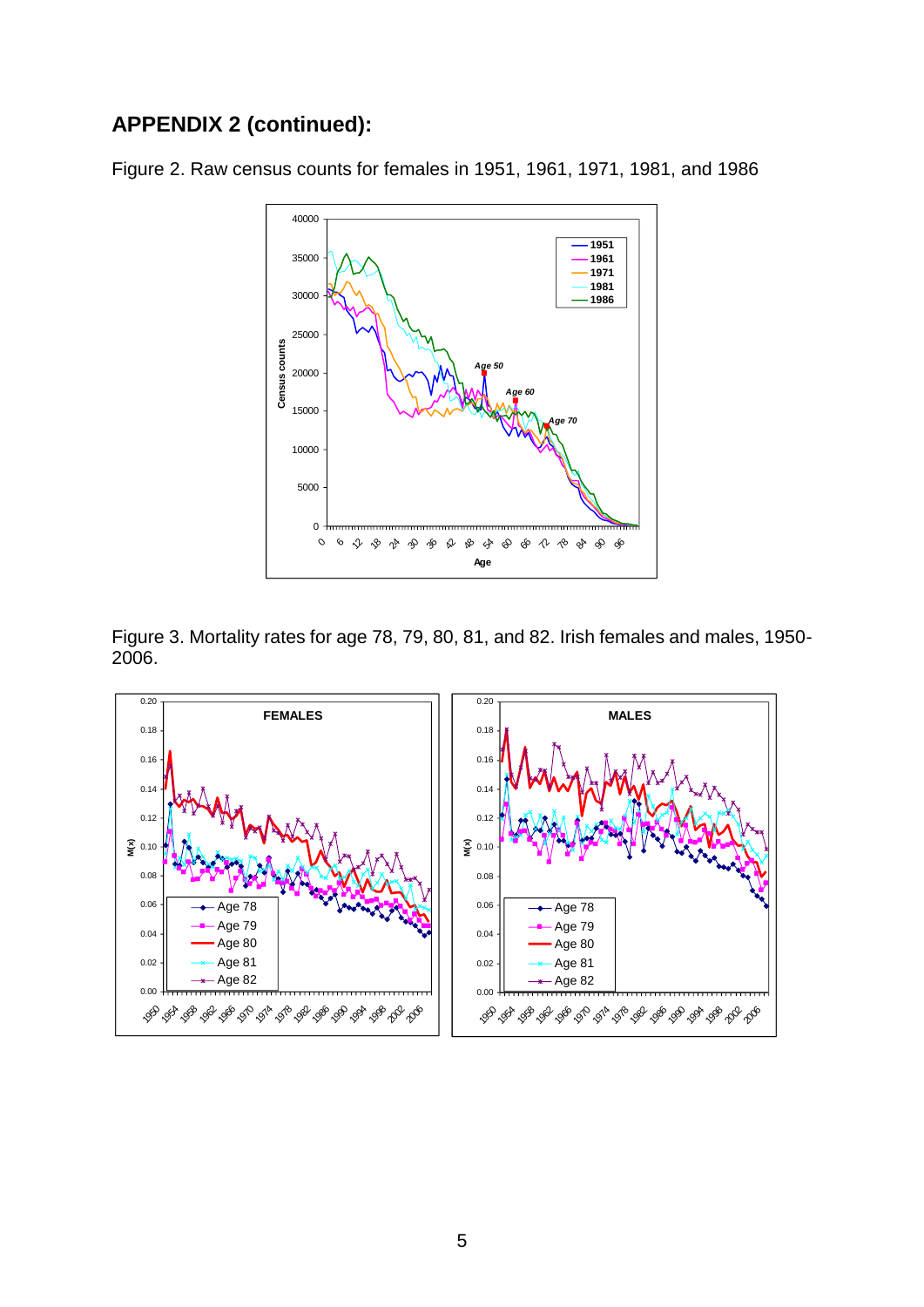## APPENDIX 2 (continued):

Figure 2. Raw census counts for females in 1951, 1961, 1971, 1981, and 1986

Census counts

40000
35000
30000
25000
20000
15000
10000
5000
0

1951
1961
1971
1981
1986

Age 50
Age 60
Age 70

0 6 12 18 24 30 36 42 48 54 60 66 72 78 84 90 96

Age

Figure 3. Mortality rates for age 78, 79, 80, 81, and 82. Irish females and males, 1950-2006.

FEMALES

MALES

M(x)

0.20
0.18
0.16
0.14
0.12
0.10
0.08
0.06
0.04
0.02
0.00

Age 78
Age 79
Age 80
Age 81
Age 82

1950 1954 1958 1962 1966 1970 1974 1978 1982 1986 1990 1994 1998 2002 2006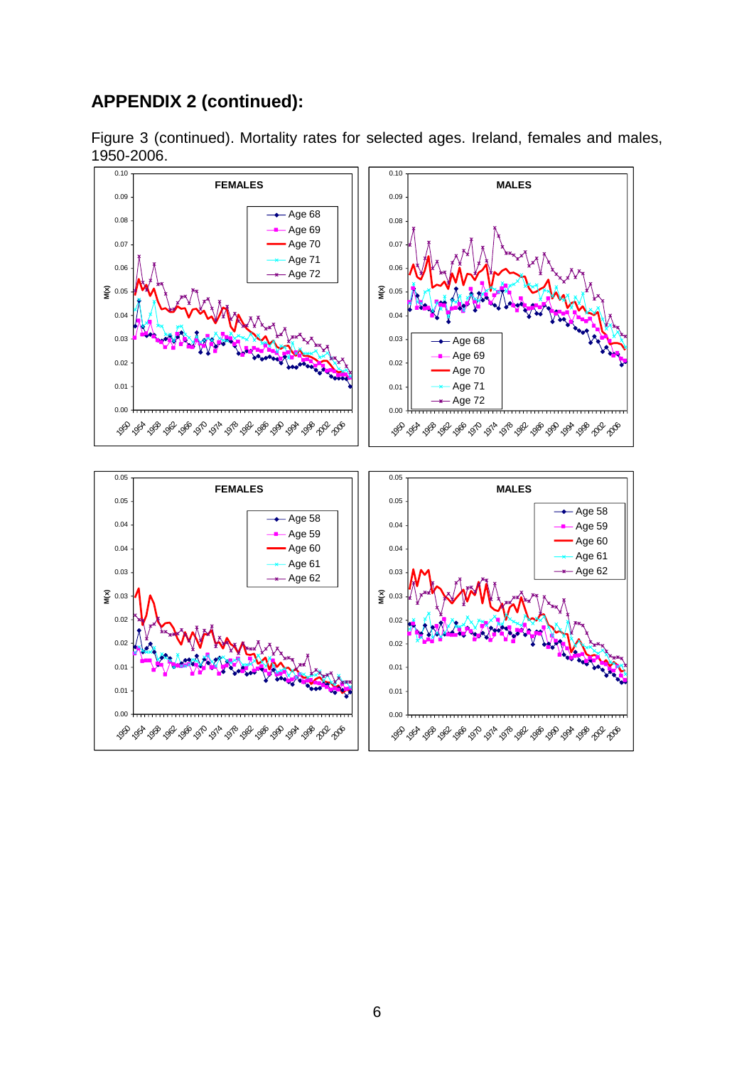## APPENDIX 2 (continued):

Figure 3 (continued). Mortality rates for selected ages. Ireland, females and males, 1950-2006.

FEMALES

0.10
0.09
0.08
0.07
0.06
0.05
0.04
0.03
0.02
0.01
0.00

M(x)

Age 68
Age 69
Age 70
Age 71
Age 72

1950 1954 1958 1962 1966 1970 1974 1978 1982 1986 1990 1994 1998 2002 2006

MALES

0.10
0.09
0.08
0.07
0.06
0.05
0.04
0.03
0.02
0.01
0.00

M(x)

Age 68
Age 69
Age 70
Age 71
Age 72

1950 1954 1958 1962 1966 1970 1974 1978 1982 1986 1990 1994 1998 2002 2006

FEMALES

0.05
0.05
0.04
0.04
0.03
0.03
0.02
0.02
0.01
0.01
0.00

M(x)

Age 58
Age 59
Age 60
Age 61
Age 62

1950 1954 1958 1962 1966 1970 1974 1978 1982 1986 1990 1994 1998 2002 2006

MALES

0.05
0.05
0.04
0.04
0.03
0.03
0.02
0.02
0.01
0.01
0.00

M(x)

Age 58
Age 59
Age 60
Age 61
Age 62

1950 1954 1958 1962 1966 1970 1974 1978 1982 1986 1990 1994 1998 2002 2006